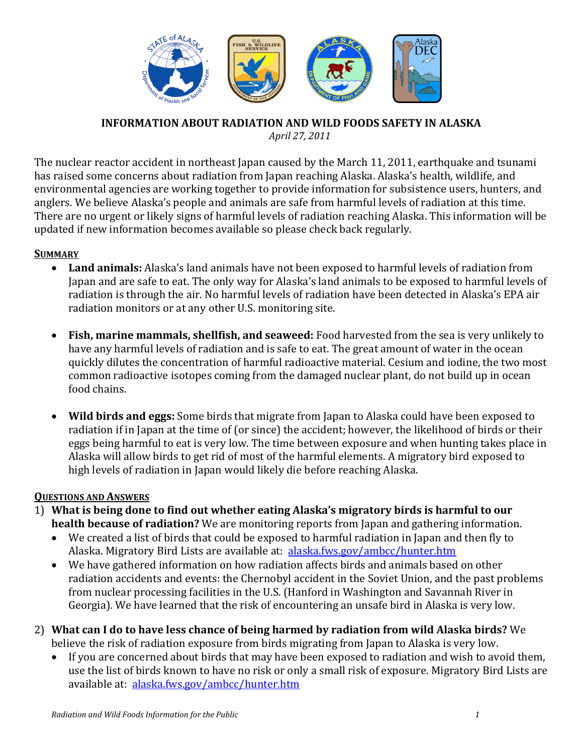# INFORMATION ABOUT RADIATION AND WILD FOODS SAFETY IN ALASKA

*April 27, 2011*

The nuclear reactor accident in northeast Japan caused by the March 11, 2011, earthquake and tsunami has raised some concerns about radiation from Japan reaching Alaska. Alaska's health, wildlife, and environmental agencies are working together to provide information for subsistence users, hunters, and anglers. We believe Alaska's people and animals are safe from harmful levels of radiation at this time. There are no urgent or likely signs of harmful levels of radiation reaching Alaska. This information will be updated if new information becomes available so please check back regularly.

## SUMMARY

- **Land animals:** Alaska's land animals have not been exposed to harmful levels of radiation from Japan and are safe to eat. The only way for Alaska's land animals to be exposed to harmful levels of radiation is through the air. No harmful levels of radiation have been detected in Alaska's EPA air radiation monitors or at any other U.S. monitoring site.

- **Fish, marine mammals, shellfish, and seaweed:** Food harvested from the sea is very unlikely to have any harmful levels of radiation and is safe to eat. The great amount of water in the ocean quickly dilutes the concentration of harmful radioactive material. Cesium and iodine, the two most common radioactive isotopes coming from the damaged nuclear plant, do not build up in ocean food chains.

- **Wild birds and eggs:** Some birds that migrate from Japan to Alaska could have been exposed to radiation if in Japan at the time of (or since) the accident; however, the likelihood of birds or their eggs being harmful to eat is very low. The time between exposure and when hunting takes place in Alaska will allow birds to get rid of most of the harmful elements. A migratory bird exposed to high levels of radiation in Japan would likely die before reaching Alaska.

## QUESTIONS AND ANSWERS

1) **What is being done to find out whether eating Alaska's migratory birds is harmful to our health because of radiation?** We are monitoring reports from Japan and gathering information.
   - We created a list of birds that could be exposed to harmful radiation in Japan and then fly to Alaska. Migratory Bird Lists are available at: alaska.fws.gov/ambcc/hunter.htm
   - We have gathered information on how radiation affects birds and animals based on other radiation accidents and events: the Chernobyl accident in the Soviet Union, and the past problems from nuclear processing facilities in the U.S. (Hanford in Washington and Savannah River in Georgia). We have learned that the risk of encountering an unsafe bird in Alaska is very low.

2) **What can I do to have less chance of being harmed by radiation from wild Alaska birds?** We believe the risk of radiation exposure from birds migrating from Japan to Alaska is very low.
   - If you are concerned about birds that may have been exposed to radiation and wish to avoid them, use the list of birds known to have no risk or only a small risk of exposure. Migratory Bird Lists are available at: alaska.fws.gov/ambcc/hunter.htm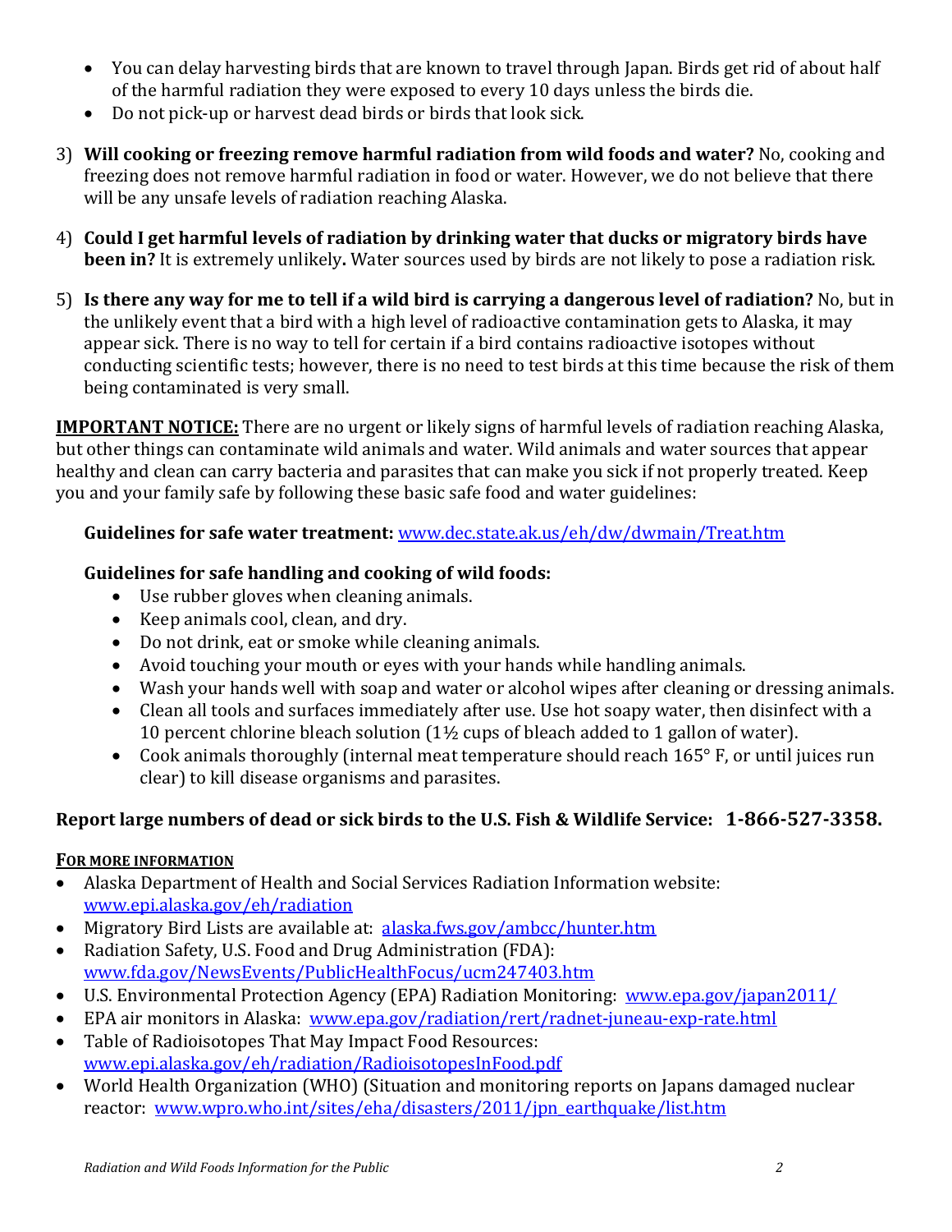- You can delay harvesting birds that are known to travel through Japan. Birds get rid of about half of the harmful radiation they were exposed to every 10 days unless the birds die.
- Do not pick-up or harvest dead birds or birds that look sick.

3) **Will cooking or freezing remove harmful radiation from wild foods and water?** No, cooking and freezing does not remove harmful radiation in food or water. However, we do not believe that there will be any unsafe levels of radiation reaching Alaska.

4) **Could I get harmful levels of radiation by drinking water that ducks or migratory birds have been in?** It is extremely unlikely**.** Water sources used by birds are not likely to pose a radiation risk.

5) **Is there any way for me to tell if a wild bird is carrying a dangerous level of radiation?** No, but in the unlikely event that a bird with a high level of radioactive contamination gets to Alaska, it may appear sick. There is no way to tell for certain if a bird contains radioactive isotopes without conducting scientific tests; however, there is no need to test birds at this time because the risk of them being contaminated is very small.

**IMPORTANT NOTICE:** There are no urgent or likely signs of harmful levels of radiation reaching Alaska, but other things can contaminate wild animals and water. Wild animals and water sources that appear healthy and clean can carry bacteria and parasites that can make you sick if not properly treated. Keep you and your family safe by following these basic safe food and water guidelines:

**Guidelines for safe water treatment:** www.dec.state.ak.us/eh/dw/dwmain/Treat.htm

**Guidelines for safe handling and cooking of wild foods:**

- Use rubber gloves when cleaning animals.
- Keep animals cool, clean, and dry.
- Do not drink, eat or smoke while cleaning animals.
- Avoid touching your mouth or eyes with your hands while handling animals.
- Wash your hands well with soap and water or alcohol wipes after cleaning or dressing animals.
- Clean all tools and surfaces immediately after use. Use hot soapy water, then disinfect with a 10 percent chlorine bleach solution (1½ cups of bleach added to 1 gallon of water).
- Cook animals thoroughly (internal meat temperature should reach 165° F, or until juices run clear) to kill disease organisms and parasites.

**Report large numbers of dead or sick birds to the U.S. Fish & Wildlife Service: 1-866-527-3358.**

**FOR MORE INFORMATION**

- Alaska Department of Health and Social Services Radiation Information website: www.epi.alaska.gov/eh/radiation
- Migratory Bird Lists are available at: alaska.fws.gov/ambcc/hunter.htm
- Radiation Safety, U.S. Food and Drug Administration (FDA): www.fda.gov/NewsEvents/PublicHealthFocus/ucm247403.htm
- U.S. Environmental Protection Agency (EPA) Radiation Monitoring: www.epa.gov/japan2011/
- EPA air monitors in Alaska: www.epa.gov/radiation/rert/radnet-juneau-exp-rate.html
- Table of Radioisotopes That May Impact Food Resources: www.epi.alaska.gov/eh/radiation/RadioisotopesInFood.pdf
- World Health Organization (WHO) (Situation and monitoring reports on Japans damaged nuclear reactor: www.wpro.who.int/sites/eha/disasters/2011/jpn_earthquake/list.htm